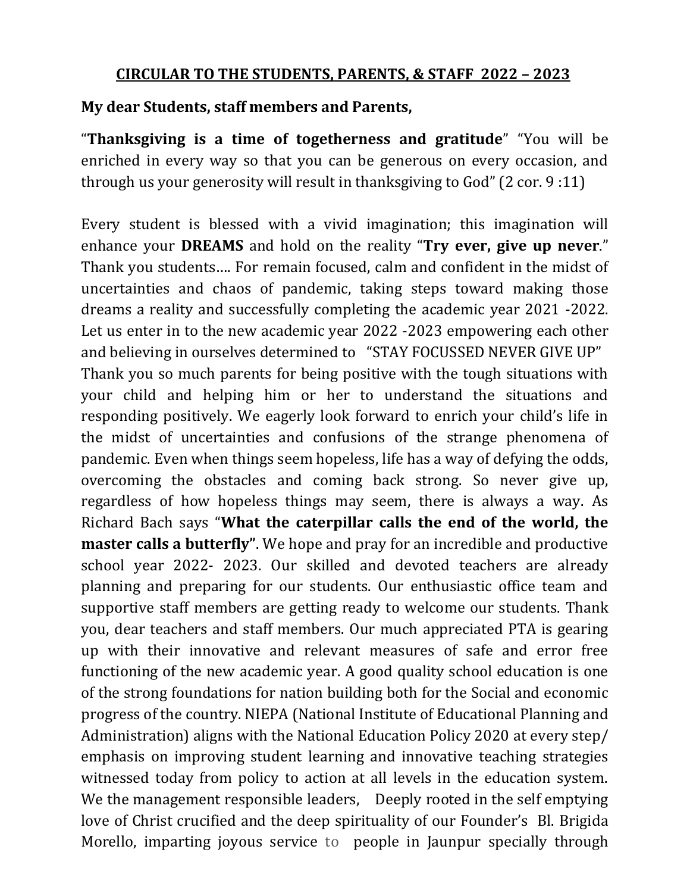## CIRCULAR TO THE STUDENTS, PARENTS, & STAFF 2022 – 2023

**My dear Students, staff members and Parents,**

"**Thanksgiving is a time of togetherness and gratitude**" "You will be enriched in every way so that you can be generous on every occasion, and through us your generosity will result in thanksgiving to God" (2 cor. 9 :11)

Every student is blessed with a vivid imagination; this imagination will enhance your **DREAMS** and hold on the reality "**Try ever, give up never**." Thank you students…. For remain focused, calm and confident in the midst of uncertainties and chaos of pandemic, taking steps toward making those dreams a reality and successfully completing the academic year 2021 -2022. Let us enter in to the new academic year 2022 -2023 empowering each other and believing in ourselves determined to "STAY FOCUSSED NEVER GIVE UP" Thank you so much parents for being positive with the tough situations with your child and helping him or her to understand the situations and responding positively. We eagerly look forward to enrich your child's life in the midst of uncertainties and confusions of the strange phenomena of pandemic. Even when things seem hopeless, life has a way of defying the odds, overcoming the obstacles and coming back strong. So never give up, regardless of how hopeless things may seem, there is always a way. As Richard Bach says "**What the caterpillar calls the end of the world, the master calls a butterfly"**. We hope and pray for an incredible and productive school year 2022- 2023. Our skilled and devoted teachers are already planning and preparing for our students. Our enthusiastic office team and supportive staff members are getting ready to welcome our students. Thank you, dear teachers and staff members. Our much appreciated PTA is gearing up with their innovative and relevant measures of safe and error free functioning of the new academic year. A good quality school education is one of the strong foundations for nation building both for the Social and economic progress of the country. NIEPA (National Institute of Educational Planning and Administration) aligns with the National Education Policy 2020 at every step/ emphasis on improving student learning and innovative teaching strategies witnessed today from policy to action at all levels in the education system. We the management responsible leaders, Deeply rooted in the self emptying love of Christ crucified and the deep spirituality of our Founder's Bl. Brigida Morello, imparting joyous service to people in Jaunpur specially through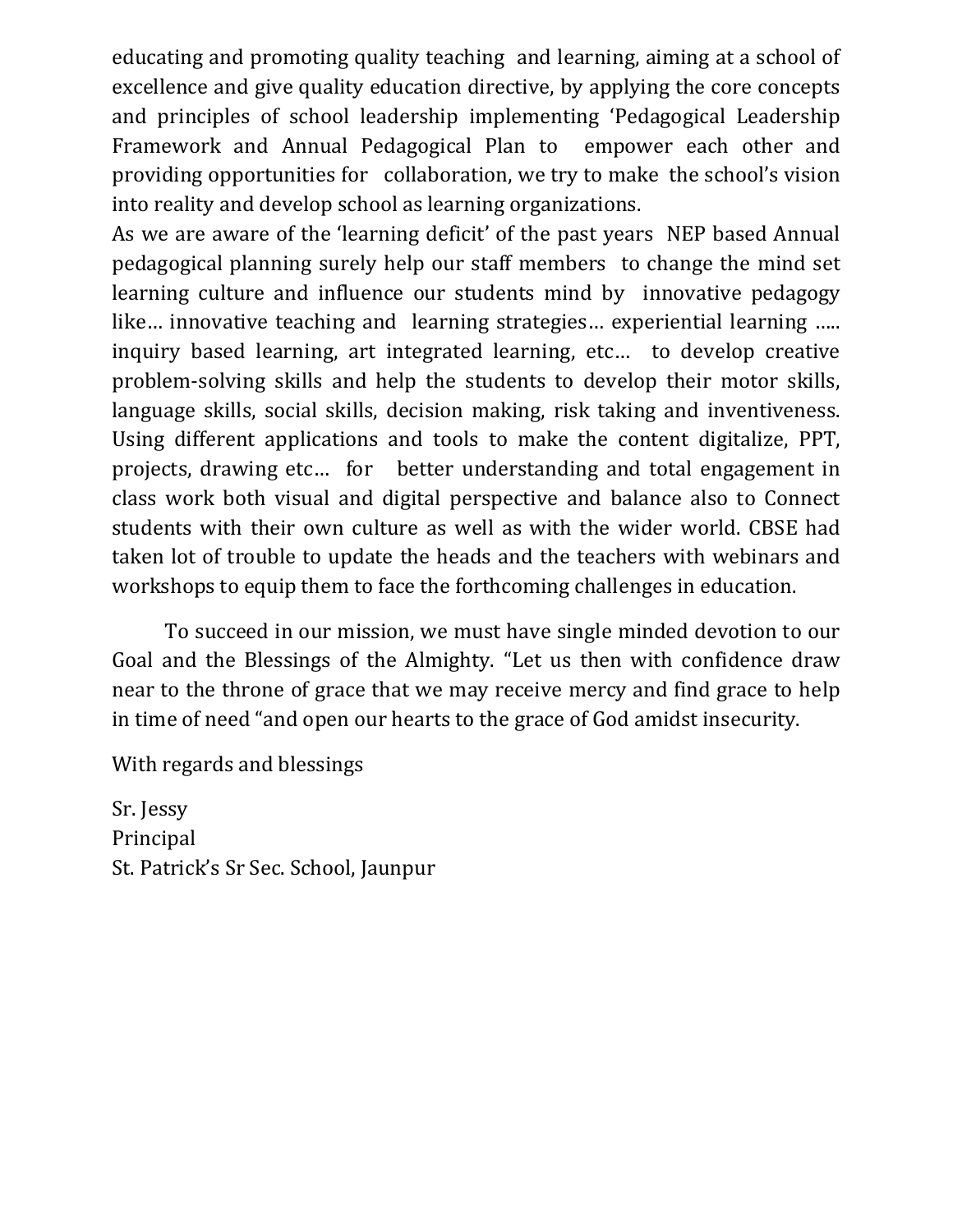educating and promoting quality teaching and learning, aiming at a school of excellence and give quality education directive, by applying the core concepts and principles of school leadership implementing 'Pedagogical Leadership Framework and Annual Pedagogical Plan to empower each other and providing opportunities for collaboration, we try to make the school's vision into reality and develop school as learning organizations.

As we are aware of the 'learning deficit' of the past years NEP based Annual pedagogical planning surely help our staff members to change the mind set learning culture and influence our students mind by innovative pedagogy like… innovative teaching and learning strategies… experiential learning ….. inquiry based learning, art integrated learning, etc… to develop creative problem-solving skills and help the students to develop their motor skills, language skills, social skills, decision making, risk taking and inventiveness. Using different applications and tools to make the content digitalize, PPT, projects, drawing etc… for better understanding and total engagement in class work both visual and digital perspective and balance also to Connect students with their own culture as well as with the wider world. CBSE had taken lot of trouble to update the heads and the teachers with webinars and workshops to equip them to face the forthcoming challenges in education.

To succeed in our mission, we must have single minded devotion to our Goal and the Blessings of the Almighty. "Let us then with confidence draw near to the throne of grace that we may receive mercy and find grace to help in time of need "and open our hearts to the grace of God amidst insecurity.

With regards and blessings

Sr. Jessy  
Principal  
St. Patrick's Sr Sec. School, Jaunpur